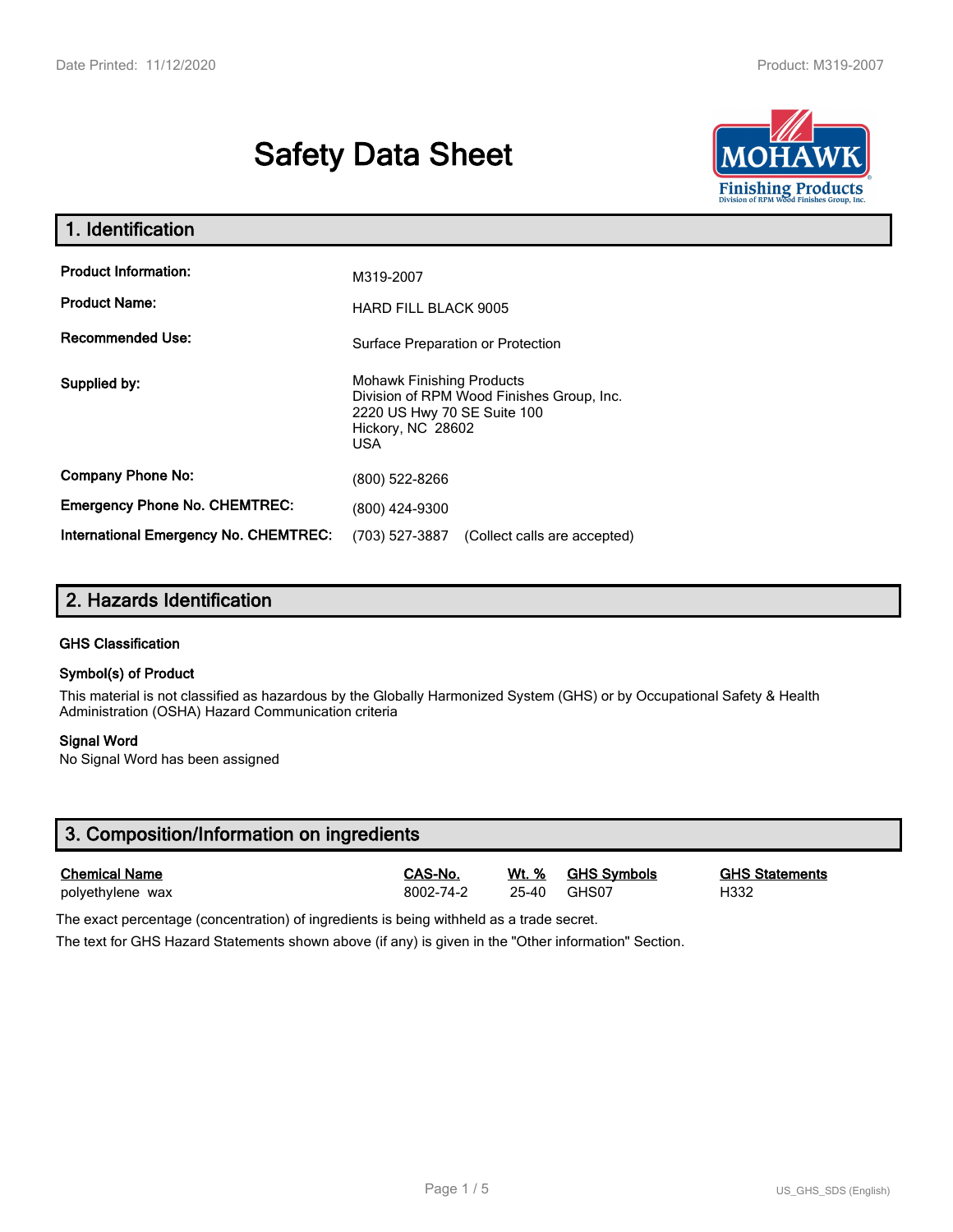# Safety Data Sheet

## 1. Identification

| | |
|---|---|
| **Product Information:** | M319-2007 |
| **Product Name:** | HARD FILL BLACK 9005 |
| **Recommended Use:** | Surface Preparation or Protection |
| **Supplied by:** | Mohawk Finishing Products<br>Division of RPM Wood Finishes Group, Inc.<br>2220 US Hwy 70 SE Suite 100<br>Hickory, NC 28602<br>USA |
| **Company Phone No:** | (800) 522-8266 |
| **Emergency Phone No. CHEMTREC:** | (800) 424-9300 |
| **International Emergency No. CHEMTREC:** | (703) 527-3887 (Collect calls are accepted) |

## 2. Hazards Identification

### GHS Classification

### Symbol(s) of Product

This material is not classified as hazardous by the Globally Harmonized System (GHS) or by Occupational Safety & Health Administration (OSHA) Hazard Communication criteria

### Signal Word

No Signal Word has been assigned

## 3. Composition/Information on ingredients

| Chemical Name | CAS-No. | Wt. % | GHS Symbols | GHS Statements |
|---|---|---|---|---|
| polyethylene wax | 8002-74-2 | 25-40 | GHS07 | H332 |

The exact percentage (concentration) of ingredients is being withheld as a trade secret.

The text for GHS Hazard Statements shown above (if any) is given in the "Other information" Section.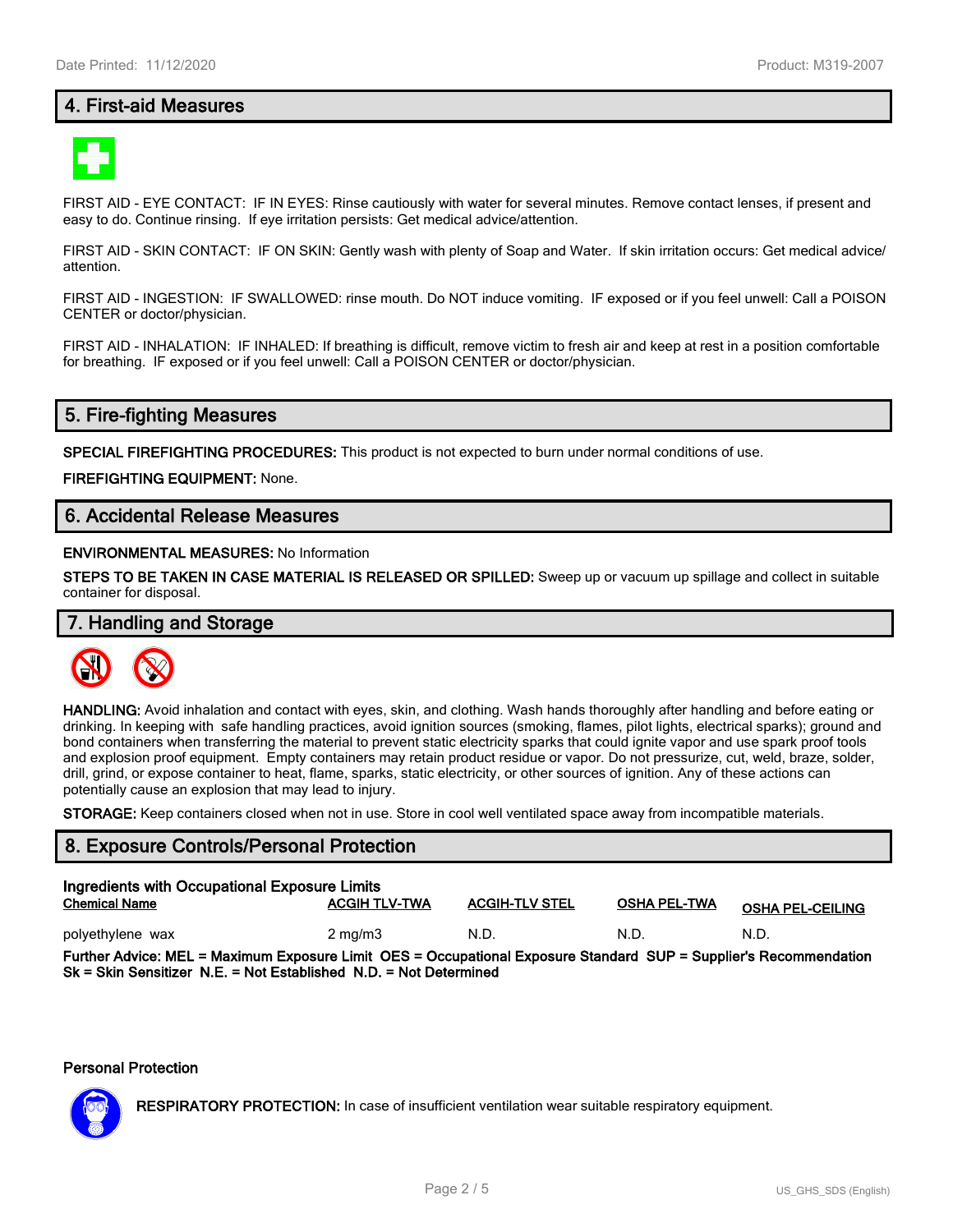## 4. First-aid Measures

FIRST AID - EYE CONTACT: IF IN EYES: Rinse cautiously with water for several minutes. Remove contact lenses, if present and easy to do. Continue rinsing. If eye irritation persists: Get medical advice/attention.

FIRST AID - SKIN CONTACT: IF ON SKIN: Gently wash with plenty of Soap and Water. If skin irritation occurs: Get medical advice/ attention.

FIRST AID - INGESTION: IF SWALLOWED: rinse mouth. Do NOT induce vomiting. IF exposed or if you feel unwell: Call a POISON CENTER or doctor/physician.

FIRST AID - INHALATION: IF INHALED: If breathing is difficult, remove victim to fresh air and keep at rest in a position comfortable for breathing. IF exposed or if you feel unwell: Call a POISON CENTER or doctor/physician.

## 5. Fire-fighting Measures

**SPECIAL FIREFIGHTING PROCEDURES:** This product is not expected to burn under normal conditions of use.

**FIREFIGHTING EQUIPMENT:** None.

## 6. Accidental Release Measures

**ENVIRONMENTAL MEASURES:** No Information

**STEPS TO BE TAKEN IN CASE MATERIAL IS RELEASED OR SPILLED:** Sweep up or vacuum up spillage and collect in suitable container for disposal.

## 7. Handling and Storage

**HANDLING:** Avoid inhalation and contact with eyes, skin, and clothing. Wash hands thoroughly after handling and before eating or drinking. In keeping with safe handling practices, avoid ignition sources (smoking, flames, pilot lights, electrical sparks); ground and bond containers when transferring the material to prevent static electricity sparks that could ignite vapor and use spark proof tools and explosion proof equipment. Empty containers may retain product residue or vapor. Do not pressurize, cut, weld, braze, solder, drill, grind, or expose container to heat, flame, sparks, static electricity, or other sources of ignition. Any of these actions can potentially cause an explosion that may lead to injury.

**STORAGE:** Keep containers closed when not in use. Store in cool well ventilated space away from incompatible materials.

## 8. Exposure Controls/Personal Protection

**Ingredients with Occupational Exposure Limits**

| Chemical Name | ACGIH TLV-TWA | ACGIH-TLV STEL | OSHA PEL-TWA | OSHA PEL-CEILING |
|---|---|---|---|---|
| polyethylene wax | 2 mg/m3 | N.D. | N.D. | N.D. |

**Further Advice: MEL = Maximum Exposure Limit OES = Occupational Exposure Standard SUP = Supplier's Recommendation Sk = Skin Sensitizer N.E. = Not Established N.D. = Not Determined**

**Personal Protection**

**RESPIRATORY PROTECTION:** In case of insufficient ventilation wear suitable respiratory equipment.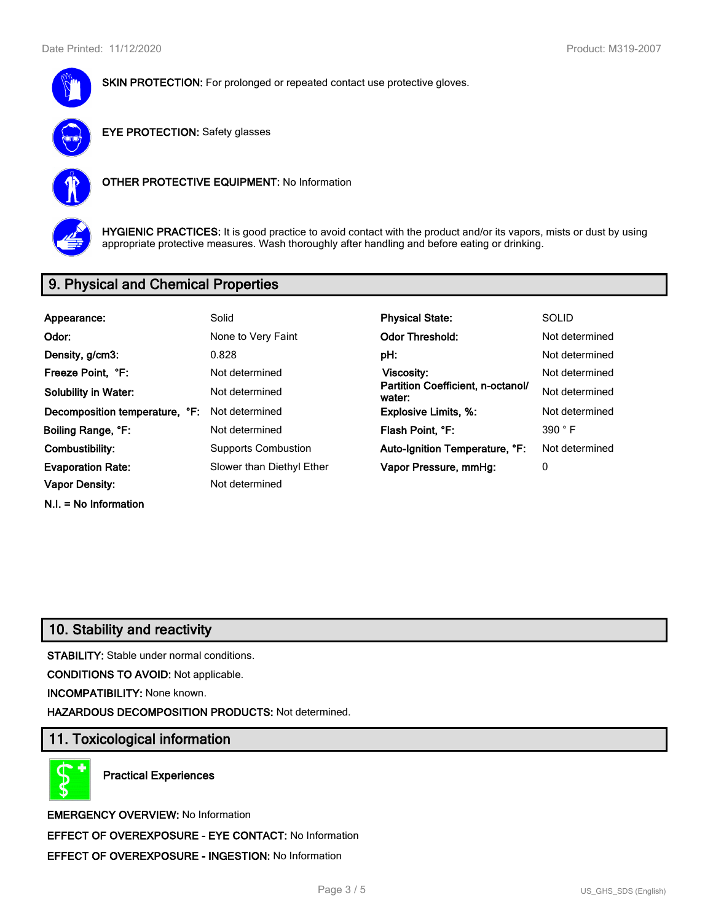**SKIN PROTECTION:** For prolonged or repeated contact use protective gloves.

**EYE PROTECTION:** Safety glasses

**OTHER PROTECTIVE EQUIPMENT:** No Information

**HYGIENIC PRACTICES:** It is good practice to avoid contact with the product and/or its vapors, mists or dust by using appropriate protective measures. Wash thoroughly after handling and before eating or drinking.

## 9. Physical and Chemical Properties

| | | | |
|---|---|---|---|
| **Appearance:** | Solid | **Physical State:** | SOLID |
| **Odor:** | None to Very Faint | **Odor Threshold:** | Not determined |
| **Density, g/cm3:** | 0.828 | **pH:** | Not determined |
| **Freeze Point, °F:** | Not determined | **Viscosity:** | Not determined |
| **Solubility in Water:** | Not determined | **Partition Coefficient, n-octanol/water:** | Not determined |
| **Decomposition temperature, °F:** | Not determined | **Explosive Limits, %:** | Not determined |
| **Boiling Range, °F:** | Not determined | **Flash Point, °F:** | 390 ° F |
| **Combustibility:** | Supports Combustion | **Auto-Ignition Temperature, °F:** | Not determined |
| **Evaporation Rate:** | Slower than Diethyl Ether | **Vapor Pressure, mmHg:** | 0 |
| **Vapor Density:** | Not determined | | |

**N.I. = No Information**

## 10. Stability and reactivity

**STABILITY:** Stable under normal conditions.

**CONDITIONS TO AVOID:** Not applicable.

**INCOMPATIBILITY:** None known.

**HAZARDOUS DECOMPOSITION PRODUCTS:** Not determined.

## 11. Toxicological information

**Practical Experiences**

**EMERGENCY OVERVIEW:** No Information

**EFFECT OF OVEREXPOSURE - EYE CONTACT:** No Information

**EFFECT OF OVEREXPOSURE - INGESTION:** No Information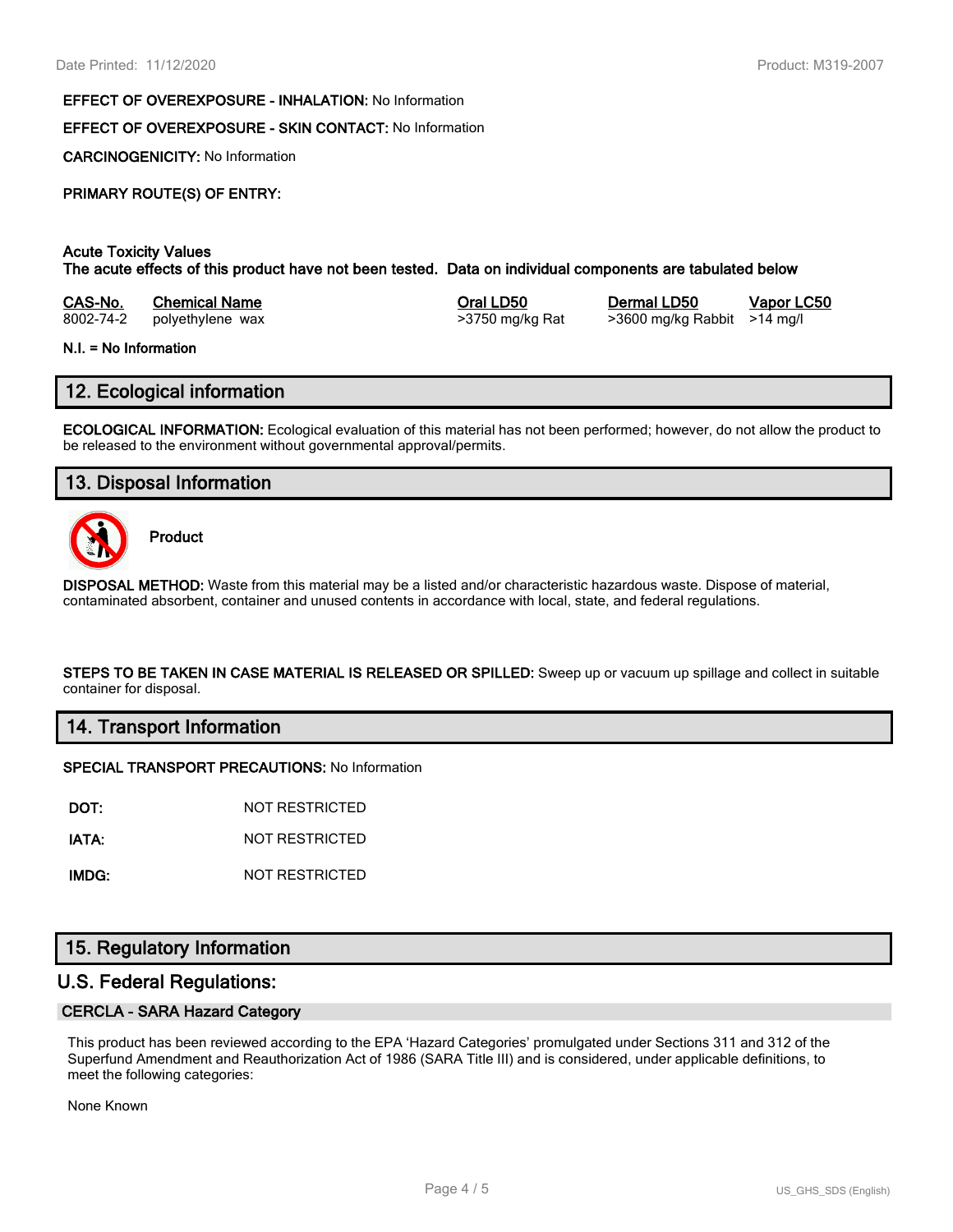**EFFECT OF OVEREXPOSURE - INHALATION:** No Information

**EFFECT OF OVEREXPOSURE - SKIN CONTACT:** No Information

**CARCINOGENICITY:** No Information

**PRIMARY ROUTE(S) OF ENTRY:**

**Acute Toxicity Values**
**The acute effects of this product have not been tested. Data on individual components are tabulated below**

| CAS-No. | Chemical Name | Oral LD50 | Dermal LD50 | Vapor LC50 |
|---|---|---|---|---|
| 8002-74-2 | polyethylene wax | >3750 mg/kg Rat | >3600 mg/kg Rabbit | >14 mg/l |

**N.I. = No Information**

## 12. Ecological information

**ECOLOGICAL INFORMATION:** Ecological evaluation of this material has not been performed; however, do not allow the product to be released to the environment without governmental approval/permits.

## 13. Disposal Information

**Product**

**DISPOSAL METHOD:** Waste from this material may be a listed and/or characteristic hazardous waste. Dispose of material, contaminated absorbent, container and unused contents in accordance with local, state, and federal regulations.

**STEPS TO BE TAKEN IN CASE MATERIAL IS RELEASED OR SPILLED:** Sweep up or vacuum up spillage and collect in suitable container for disposal.

## 14. Transport Information

**SPECIAL TRANSPORT PRECAUTIONS:** No Information

| | |
|---|---|
| **DOT:** | NOT RESTRICTED |
| **IATA:** | NOT RESTRICTED |
| **IMDG:** | NOT RESTRICTED |

## 15. Regulatory Information

## U.S. Federal Regulations:

### CERCLA - SARA Hazard Category

This product has been reviewed according to the EPA 'Hazard Categories' promulgated under Sections 311 and 312 of the Superfund Amendment and Reauthorization Act of 1986 (SARA Title III) and is considered, under applicable definitions, to meet the following categories:

None Known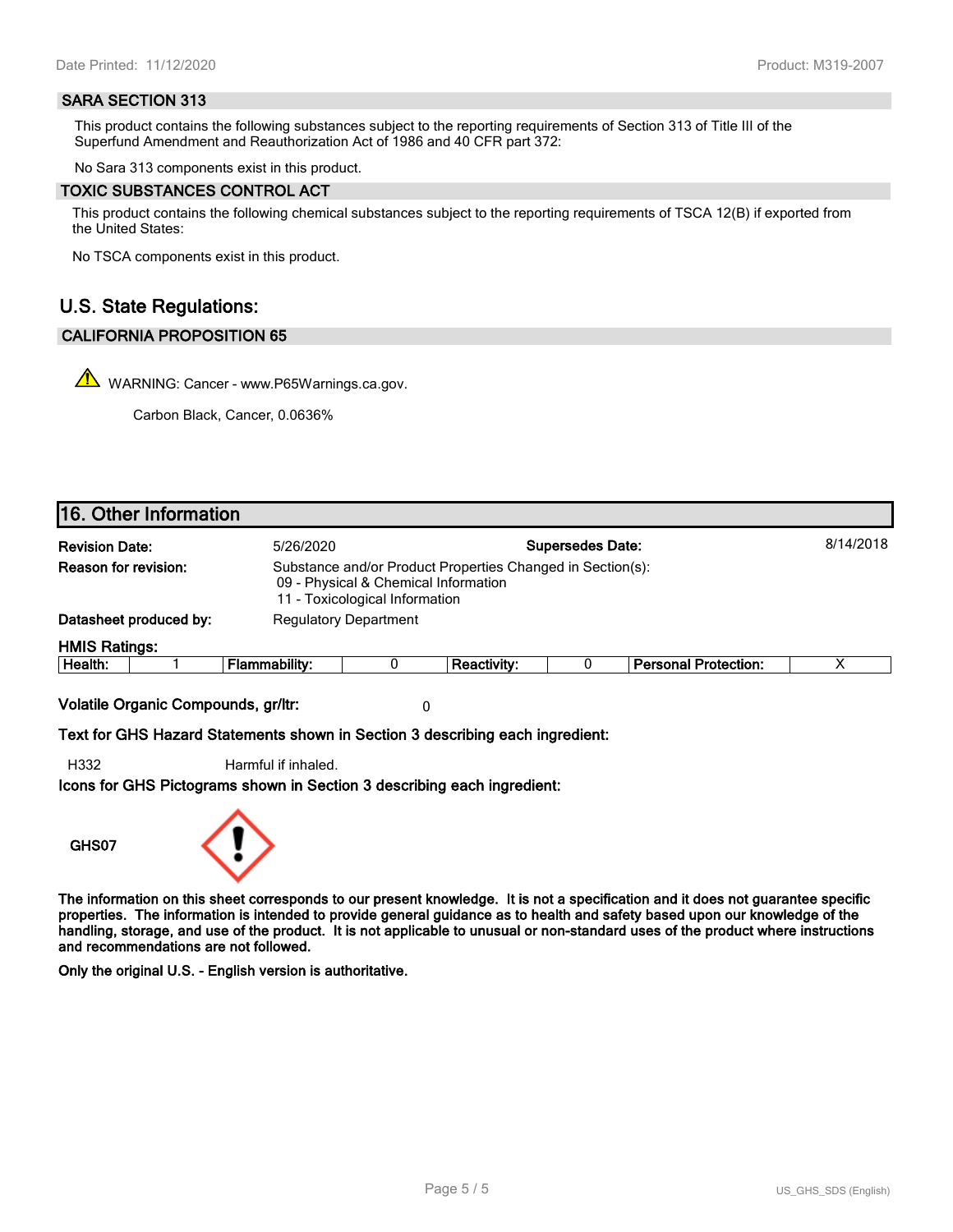## SARA SECTION 313

This product contains the following substances subject to the reporting requirements of Section 313 of Title III of the Superfund Amendment and Reauthorization Act of 1986 and 40 CFR part 372:

No Sara 313 components exist in this product.

## TOXIC SUBSTANCES CONTROL ACT

This product contains the following chemical substances subject to the reporting requirements of TSCA 12(B) if exported from the United States:

No TSCA components exist in this product.

# U.S. State Regulations:

## CALIFORNIA PROPOSITION 65

WARNING: Cancer - www.P65Warnings.ca.gov.

Carbon Black, Cancer, 0.0636%

# 16. Other Information

**Revision Date:** 5/26/2020

**Supersedes Date:** 8/14/2018

**Reason for revision:** Substance and/or Product Properties Changed in Section(s):
09 - Physical & Chemical Information
11 - Toxicological Information

**Datasheet produced by:** Regulatory Department

**HMIS Ratings:**

| | | | | | | | |
|---|---|---|---|---|---|---|---|
| **Health:** | 1 | **Flammability:** | 0 | **Reactivity:** | 0 | **Personal Protection:** | X |

**Volatile Organic Compounds, gr/ltr:** 0

**Text for GHS Hazard Statements shown in Section 3 describing each ingredient:**

H332 Harmful if inhaled.

**Icons for GHS Pictograms shown in Section 3 describing each ingredient:**

**GHS07**

**The information on this sheet corresponds to our present knowledge. It is not a specification and it does not guarantee specific properties. The information is intended to provide general guidance as to health and safety based upon our knowledge of the handling, storage, and use of the product. It is not applicable to unusual or non-standard uses of the product where instructions and recommendations are not followed.**

**Only the original U.S. - English version is authoritative.**